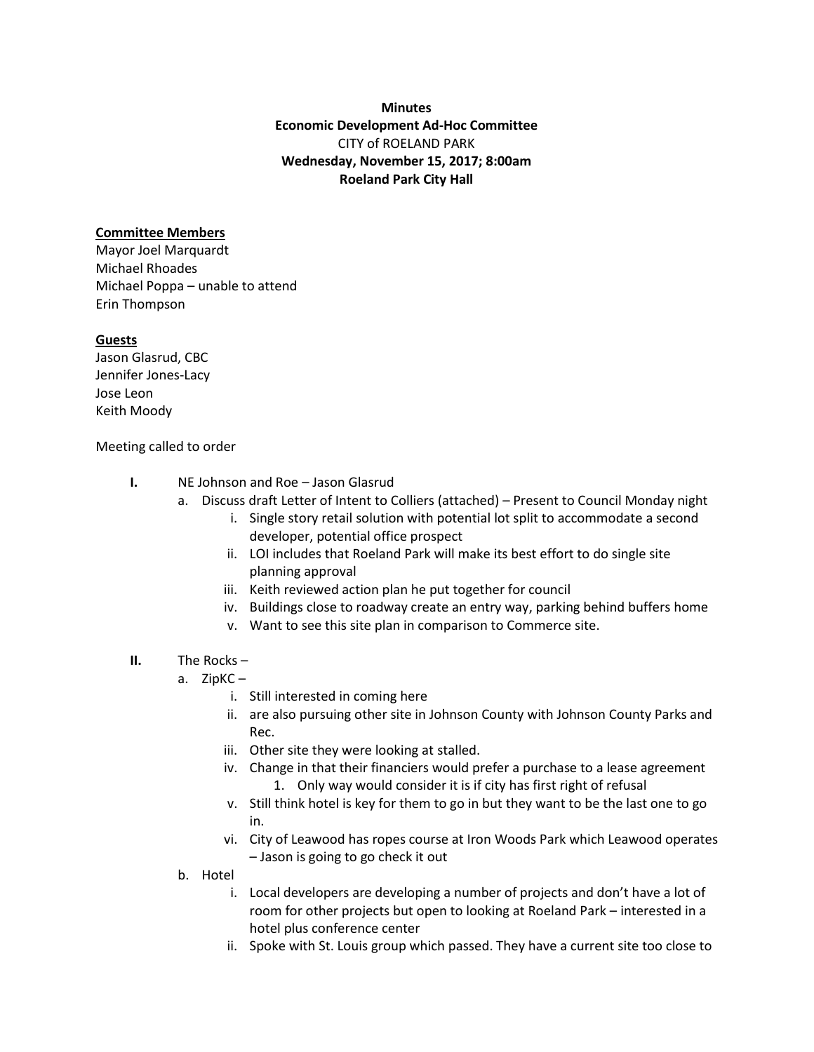**Minutes**
**Economic Development Ad-Hoc Committee**
CITY of ROELAND PARK
**Wednesday, November 15, 2017; 8:00am**
**Roeland Park City Hall**

**Committee Members**
Mayor Joel Marquardt
Michael Rhoades
Michael Poppa – unable to attend
Erin Thompson

**Guests**
Jason Glasrud, CBC
Jennifer Jones-Lacy
Jose Leon
Keith Moody

Meeting called to order

I. NE Johnson and Roe – Jason Glasrud
   a. Discuss draft Letter of Intent to Colliers (attached) – Present to Council Monday night
      i. Single story retail solution with potential lot split to accommodate a second developer, potential office prospect
      ii. LOI includes that Roeland Park will make its best effort to do single site planning approval
      iii. Keith reviewed action plan he put together for council
      iv. Buildings close to roadway create an entry way, parking behind buffers home
      v. Want to see this site plan in comparison to Commerce site.

II. The Rocks –
   a. ZipKC –
      i. Still interested in coming here
      ii. are also pursuing other site in Johnson County with Johnson County Parks and Rec.
      iii. Other site they were looking at stalled.
      iv. Change in that their financiers would prefer a purchase to a lease agreement
         1. Only way would consider it is if city has first right of refusal
      v. Still think hotel is key for them to go in but they want to be the last one to go in.
      vi. City of Leawood has ropes course at Iron Woods Park which Leawood operates – Jason is going to go check it out
   b. Hotel
      i. Local developers are developing a number of projects and don't have a lot of room for other projects but open to looking at Roeland Park – interested in a hotel plus conference center
      ii. Spoke with St. Louis group which passed. They have a current site too close to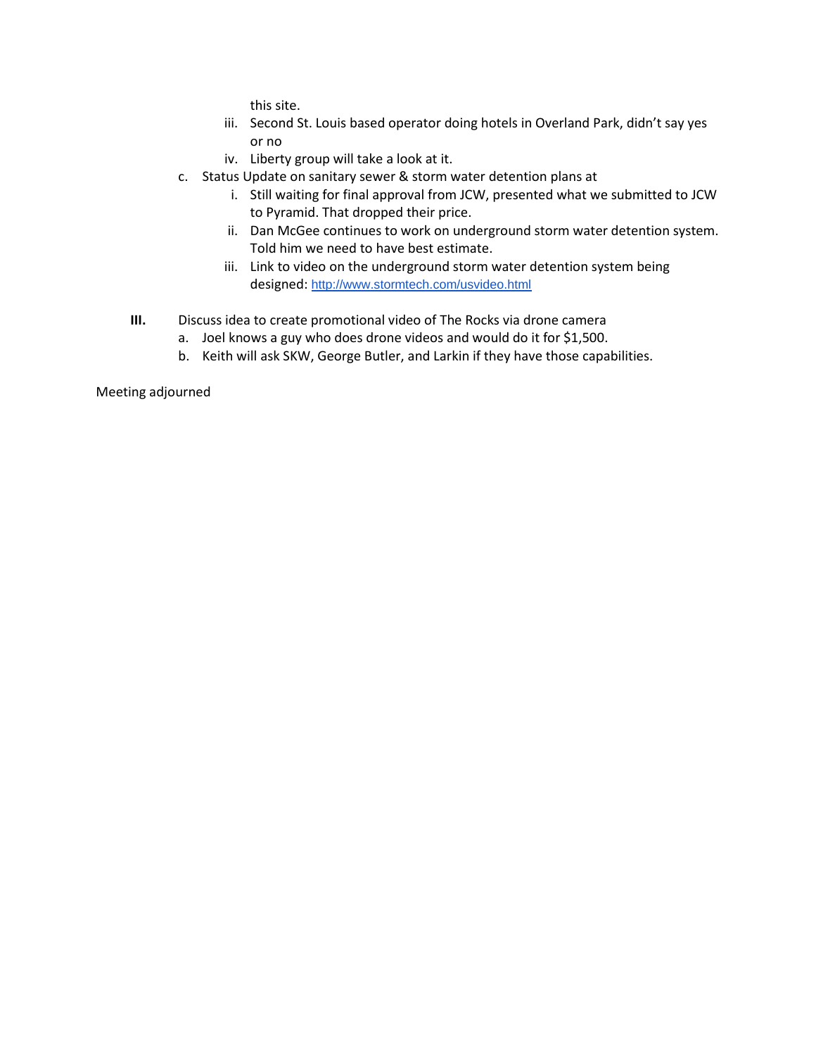this site.

   iii. Second St. Louis based operator doing hotels in Overland Park, didn't say yes or no
   iv. Liberty group will take a look at it.

c. Status Update on sanitary sewer & storm water detention plans at
   i. Still waiting for final approval from JCW, presented what we submitted to JCW to Pyramid. That dropped their price.
   ii. Dan McGee continues to work on underground storm water detention system. Told him we need to have best estimate.
   iii. Link to video on the underground storm water detention system being designed: http://www.stormtech.com/usvideo.html

**III.** Discuss idea to create promotional video of The Rocks via drone camera

a. Joel knows a guy who does drone videos and would do it for $1,500.
b. Keith will ask SKW, George Butler, and Larkin if they have those capabilities.

Meeting adjourned